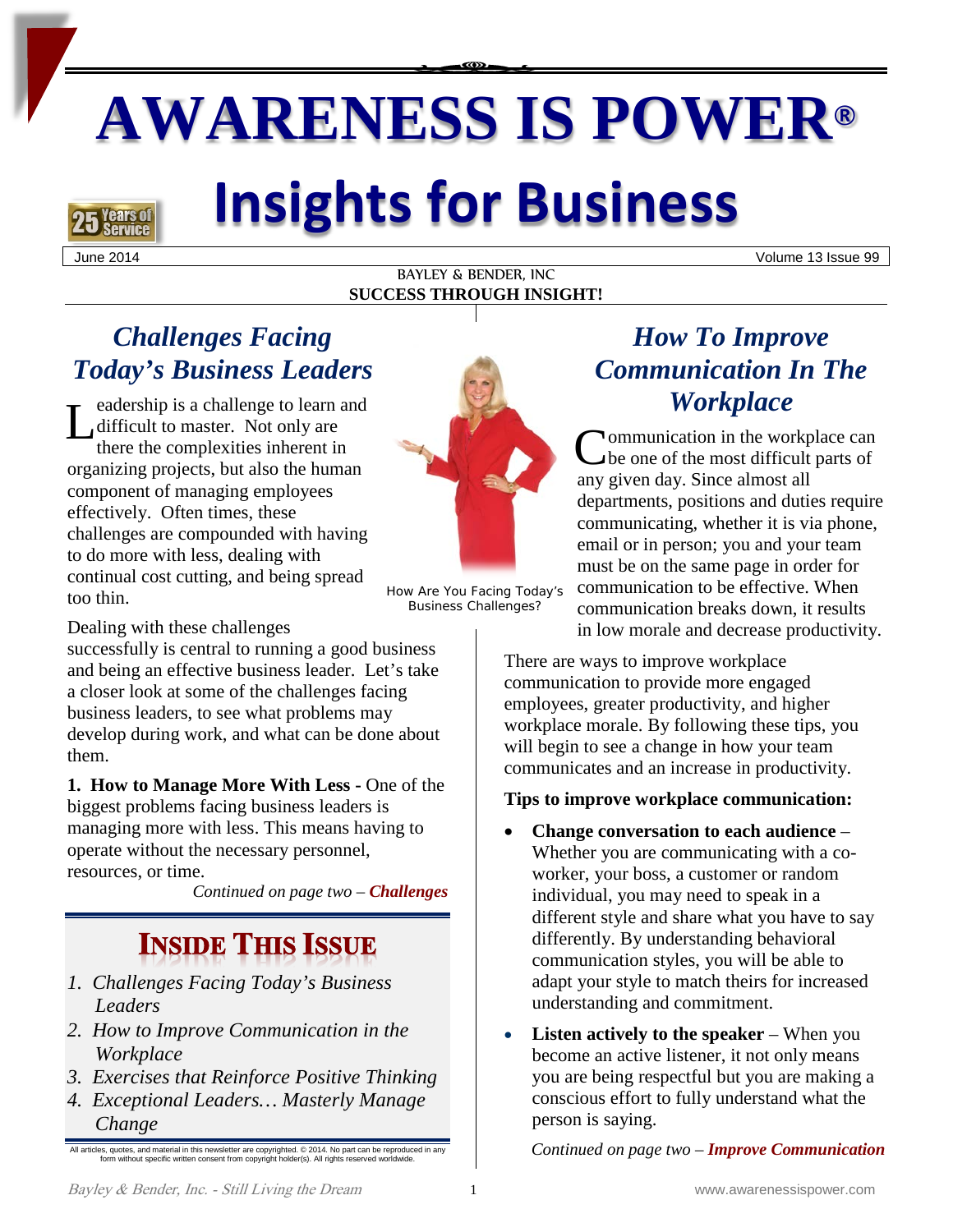# AWARENESS IS POWER®

# Insights for Business

25 Years of Service

June 2014 Volume 13 Issue 99

BAYLEY & BENDER, INC
**SUCCESS THROUGH INSIGHT!**

## *Challenges Facing Today's Business Leaders*

Leadership is a challenge to learn and difficult to master. Not only are there the complexities inherent in organizing projects, but also the human component of managing employees effectively. Often times, these challenges are compounded with having to do more with less, dealing with continual cost cutting, and being spread too thin.

How Are You Facing Today's Business Challenges?

Dealing with these challenges successfully is central to running a good business and being an effective business leader. Let's take a closer look at some of the challenges facing business leaders, to see what problems may develop during work, and what can be done about them.

**1. How to Manage More With Less -** One of the biggest problems facing business leaders is managing more with less. This means having to operate without the necessary personnel, resources, or time.

*Continued on page two – **Challenges***

## INSIDE THIS ISSUE

1. *Challenges Facing Today's Business Leaders*
2. *How to Improve Communication in the Workplace*
3. *Exercises that Reinforce Positive Thinking*
4. *Exceptional Leaders… Masterly Manage Change*

All articles, quotes, and material in this newsletter are copyrighted. © 2014. No part can be reproduced in any form without specific written consent from copyright holder(s). All rights reserved worldwide.

## *How To Improve Communication In The Workplace*

Communication in the workplace can be one of the most difficult parts of any given day. Since almost all departments, positions and duties require communicating, whether it is via phone, email or in person; you and your team must be on the same page in order for communication to be effective. When communication breaks down, it results in low morale and decrease productivity.

There are ways to improve workplace communication to provide more engaged employees, greater productivity, and higher workplace morale. By following these tips, you will begin to see a change in how your team communicates and an increase in productivity.

**Tips to improve workplace communication:**

- **Change conversation to each audience** – Whether you are communicating with a co-worker, your boss, a customer or random individual, you may need to speak in a different style and share what you have to say differently. By understanding behavioral communication styles, you will be able to adapt your style to match theirs for increased understanding and commitment.
- **Listen actively to the speaker** – When you become an active listener, it not only means you are being respectful but you are making a conscious effort to fully understand what the person is saying.

*Continued on page two – **Improve Communication***

*Bayley & Bender, Inc. - Still Living the Dream* www.awarenessispower.com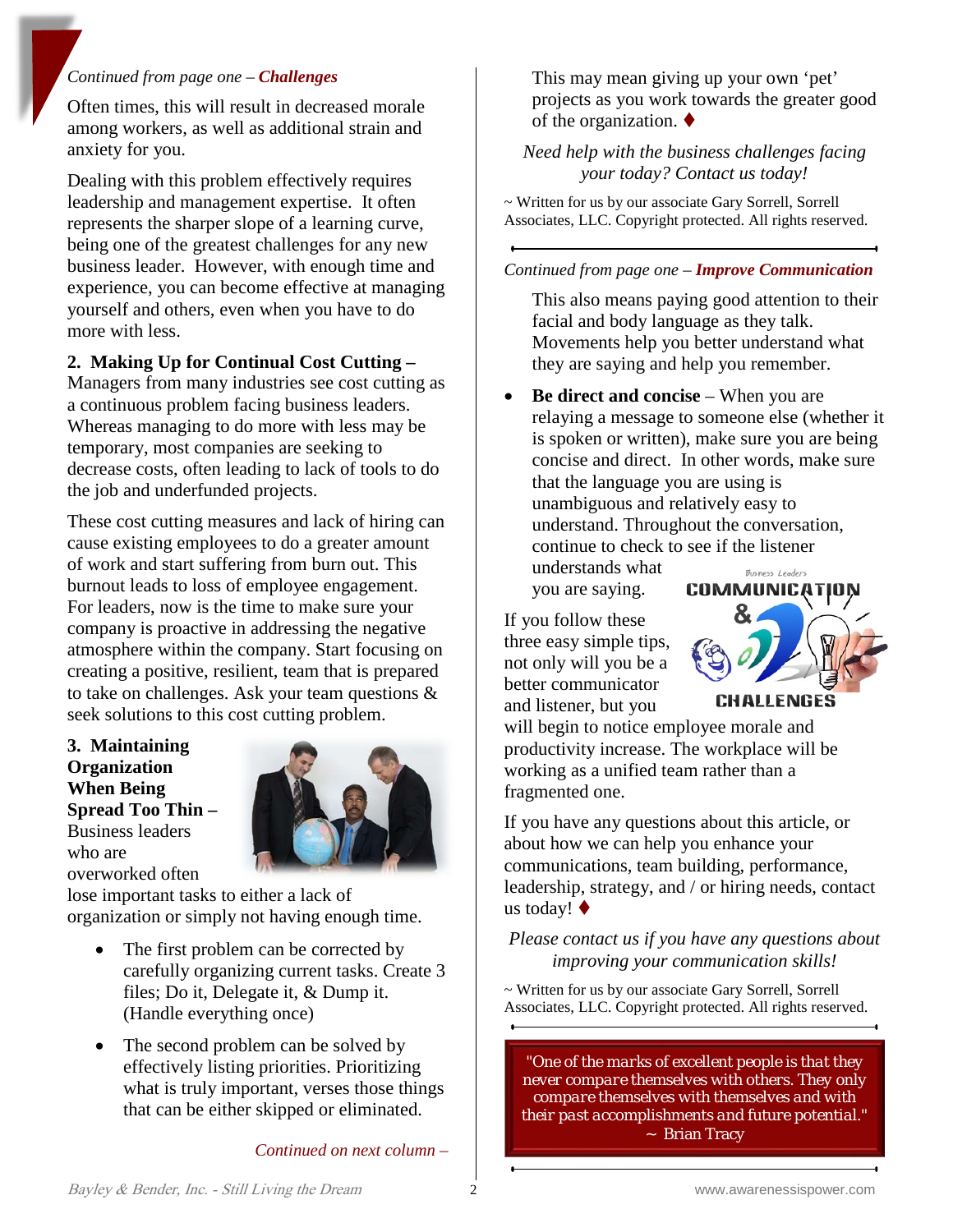*Continued from page one – **Challenges***

Often times, this will result in decreased morale among workers, as well as additional strain and anxiety for you.

Dealing with this problem effectively requires leadership and management expertise. It often represents the sharper slope of a learning curve, being one of the greatest challenges for any new business leader. However, with enough time and experience, you can become effective at managing yourself and others, even when you have to do more with less.

**2. Making Up for Continual Cost Cutting –** Managers from many industries see cost cutting as a continuous problem facing business leaders. Whereas managing to do more with less may be temporary, most companies are seeking to decrease costs, often leading to lack of tools to do the job and underfunded projects.

These cost cutting measures and lack of hiring can cause existing employees to do a greater amount of work and start suffering from burn out. This burnout leads to loss of employee engagement. For leaders, now is the time to make sure your company is proactive in addressing the negative atmosphere within the company. Start focusing on creating a positive, resilient, team that is prepared to take on challenges. Ask your team questions & seek solutions to this cost cutting problem.

**3. Maintaining Organization When Being Spread Too Thin –** Business leaders who are overworked often lose important tasks to either a lack of organization or simply not having enough time.

- The first problem can be corrected by carefully organizing current tasks. Create 3 files; Do it, Delegate it, & Dump it. (Handle everything once)
- The second problem can be solved by effectively listing priorities. Prioritizing what is truly important, verses those things that can be either skipped or eliminated.

*Continued on next column –*

This may mean giving up your own 'pet' projects as you work towards the greater good of the organization. ♦

*Need help with the business challenges facing your today? Contact us today!*

~ Written for us by our associate Gary Sorrell, Sorrell Associates, LLC. Copyright protected. All rights reserved.

---

*Continued from page one – **Improve Communication***

This also means paying good attention to their facial and body language as they talk. Movements help you better understand what they are saying and help you remember.

- **Be direct and concise** – When you are relaying a message to someone else (whether it is spoken or written), make sure you are being concise and direct. In other words, make sure that the language you are using is unambiguous and relatively easy to understand. Throughout the conversation, continue to check to see if the listener understands what you are saying.

If you follow these three easy simple tips, not only will you be a better communicator and listener, but you will begin to notice employee morale and productivity increase. The workplace will be working as a unified team rather than a fragmented one.

If you have any questions about this article, or about how we can help you enhance your communications, team building, performance, leadership, strategy, and / or hiring needs, contact us today! ♦

*Please contact us if you have any questions about improving your communication skills!*

~ Written for us by our associate Gary Sorrell, Sorrell Associates, LLC. Copyright protected. All rights reserved.

---

> *"One of the marks of excellent people is that they never compare themselves with others. They only compare themselves with themselves and with their past accomplishments and future potential."*
> ~ Brian Tracy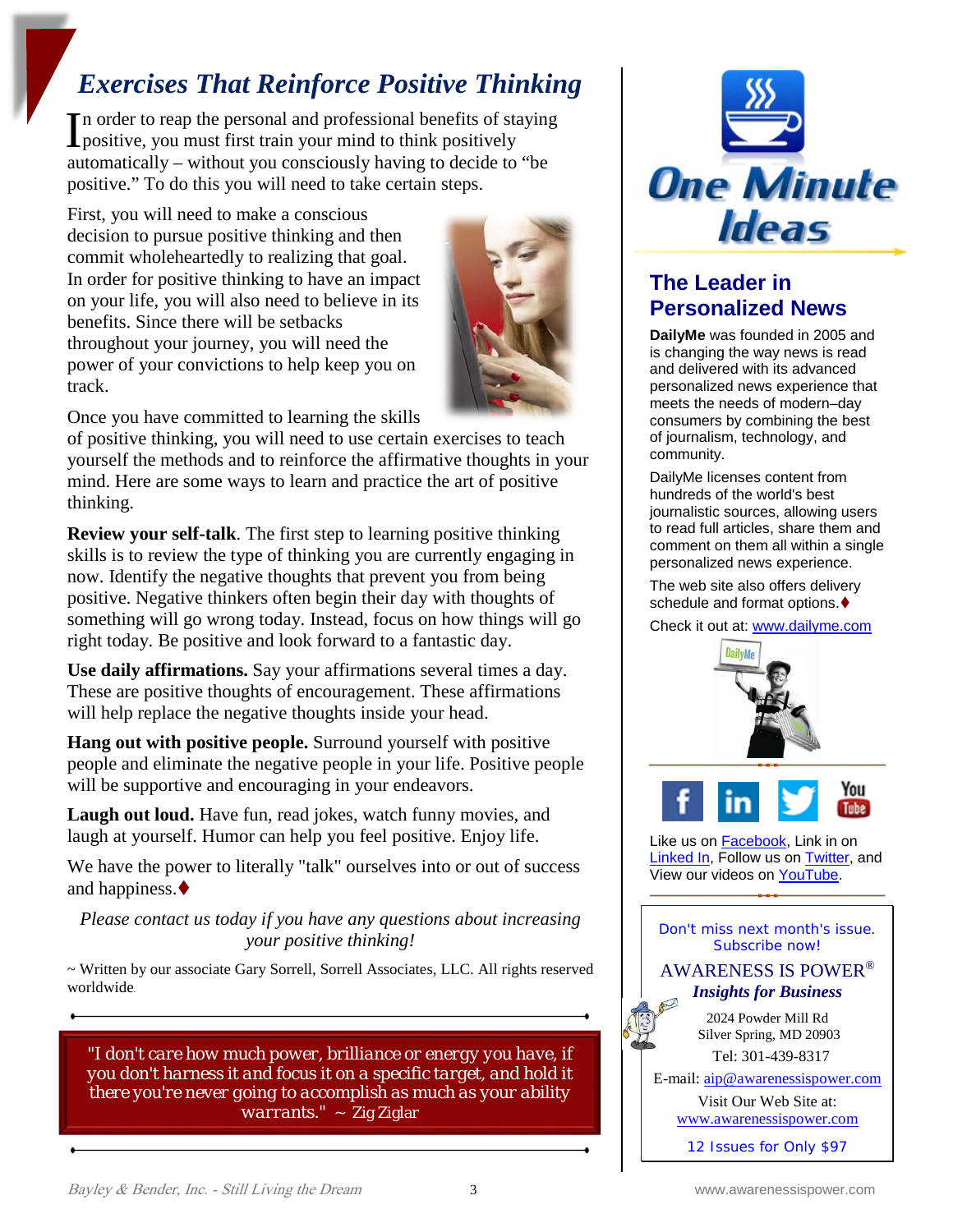# Exercises That Reinforce Positive Thinking

In order to reap the personal and professional benefits of staying positive, you must first train your mind to think positively automatically – without you consciously having to decide to "be positive." To do this you will need to take certain steps.

First, you will need to make a conscious decision to pursue positive thinking and then commit wholeheartedly to realizing that goal. In order for positive thinking to have an impact on your life, you will also need to believe in its benefits. Since there will be setbacks throughout your journey, you will need the power of your convictions to help keep you on track.

Once you have committed to learning the skills of positive thinking, you will need to use certain exercises to teach yourself the methods and to reinforce the affirmative thoughts in your mind. Here are some ways to learn and practice the art of positive thinking.

**Review your self-talk**. The first step to learning positive thinking skills is to review the type of thinking you are currently engaging in now. Identify the negative thoughts that prevent you from being positive. Negative thinkers often begin their day with thoughts of something will go wrong today. Instead, focus on how things will go right today. Be positive and look forward to a fantastic day.

**Use daily affirmations.** Say your affirmations several times a day. These are positive thoughts of encouragement. These affirmations will help replace the negative thoughts inside your head.

**Hang out with positive people.** Surround yourself with positive people and eliminate the negative people in your life. Positive people will be supportive and encouraging in your endeavors.

**Laugh out loud.** Have fun, read jokes, watch funny movies, and laugh at yourself. Humor can help you feel positive. Enjoy life.

We have the power to literally "talk" ourselves into or out of success and happiness.♦

*Please contact us today if you have any questions about increasing your positive thinking!*

~ Written by our associate Gary Sorrell, Sorrell Associates, LLC. All rights reserved worldwide.

"I don't care how much power, brilliance or energy you have, if you don't harness it and focus it on a specific target, and hold it there you're never going to accomplish as much as your ability warrants." ~ Zig Ziglar

## One Minute Ideas

### The Leader in Personalized News

**DailyMe** was founded in 2005 and is changing the way news is read and delivered with its advanced personalized news experience that meets the needs of modern–day consumers by combining the best of journalism, technology, and community.

DailyMe licenses content from hundreds of the world's best journalistic sources, allowing users to read full articles, share them and comment on them all within a single personalized news experience.

The web site also offers delivery schedule and format options.♦

Check it out at: www.dailyme.com

Like us on Facebook, Link in on Linked In, Follow us on Twitter, and View our videos on YouTube.

Don't miss next month's issue. Subscribe now!

AWARENESS IS POWER®
***Insights for Business***

2024 Powder Mill Rd
Silver Spring, MD 20903
Tel: 301-439-8317

E-mail: aip@awarenessispower.com

Visit Our Web Site at:
www.awarenessispower.com

12 Issues for Only $97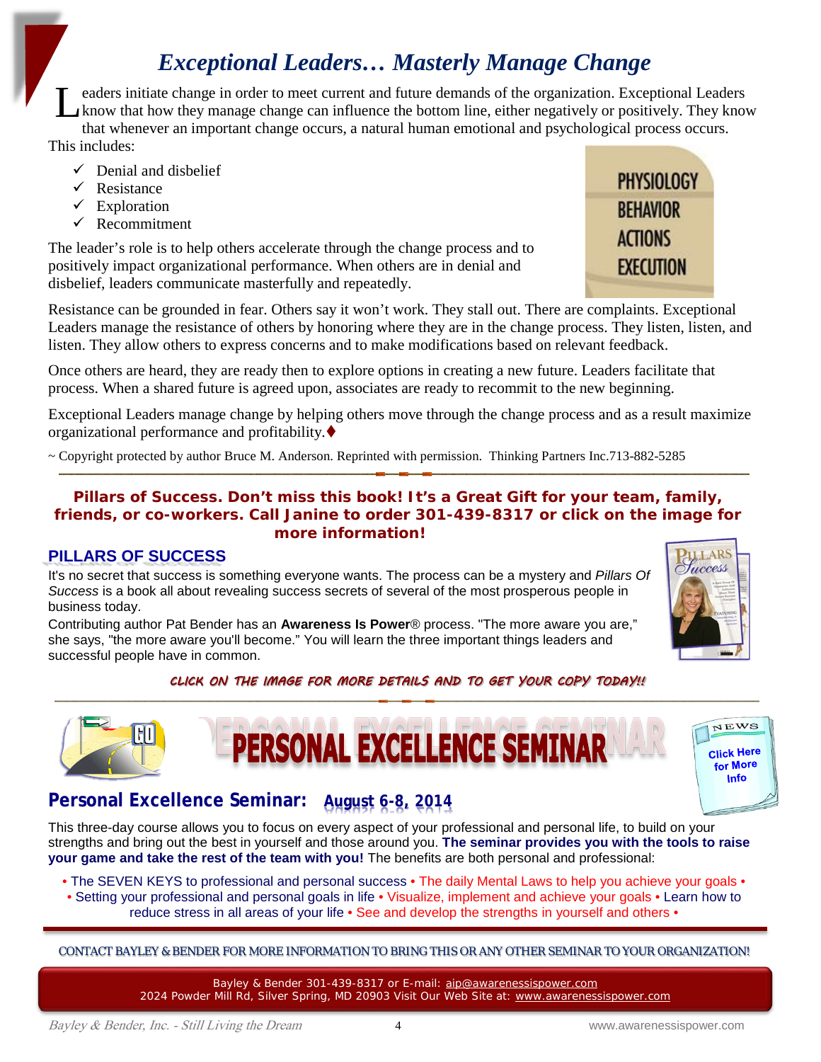# *Exceptional Leaders… Masterly Manage Change*

Leaders initiate change in order to meet current and future demands of the organization. Exceptional Leaders know that how they manage change can influence the bottom line, either negatively or positively. They know that whenever an important change occurs, a natural human emotional and psychological process occurs. This includes:

- ✓ Denial and disbelief
- ✓ Resistance
- ✓ Exploration
- ✓ Recommitment

PHYSIOLOGY
BEHAVIOR
ACTIONS
EXECUTION

The leader's role is to help others accelerate through the change process and to positively impact organizational performance. When others are in denial and disbelief, leaders communicate masterfully and repeatedly.

Resistance can be grounded in fear. Others say it won't work. They stall out. There are complaints. Exceptional Leaders manage the resistance of others by honoring where they are in the change process. They listen, listen, and listen. They allow others to express concerns and to make modifications based on relevant feedback.

Once others are heard, they are ready then to explore options in creating a new future. Leaders facilitate that process. When a shared future is agreed upon, associates are ready to recommit to the new beginning.

Exceptional Leaders manage change by helping others move through the change process and as a result maximize organizational performance and profitability.♦

~ Copyright protected by author Bruce M. Anderson. Reprinted with permission. Thinking Partners Inc.713-882-5285

---

**Pillars of Success. Don't miss this book! It's a Great Gift for your team, family, friends, or co-workers. Call Janine to order 301-439-8317 or click on the image for more information!**

## PILLARS OF SUCCESS

It's no secret that success is something everyone wants. The process can be a mystery and *Pillars Of Success* is a book all about revealing success secrets of several of the most prosperous people in business today.

Contributing author Pat Bender has an **Awareness Is Power**® process. "The more aware you are," she says, "the more aware you'll become." You will learn the three important things leaders and successful people have in common.

*CLICK ON THE IMAGE FOR MORE DETAILS AND TO GET YOUR COPY TODAY!!*

---

# PERSONAL EXCELLENCE SEMINAR

NEWS
Click Here for More Info

## Personal Excellence Seminar: August 6-8, 2014

This three-day course allows you to focus on every aspect of your professional and personal life, to build on your strengths and bring out the best in yourself and those around you. **The seminar provides you with the tools to raise your game and take the rest of the team with you!** The benefits are both personal and professional:

• The SEVEN KEYS to professional and personal success • The daily Mental Laws to help you achieve your goals • Setting your professional and personal goals in life • Visualize, implement and achieve your goals • Learn how to reduce stress in all areas of your life • See and develop the strengths in yourself and others •

CONTACT BAYLEY & BENDER FOR MORE INFORMATION TO BRING THIS OR ANY OTHER SEMINAR TO YOUR ORGANIZATION!

Bayley & Bender 301-439-8317 or E-mail: aip@awarenessispower.com
2024 Powder Mill Rd, Silver Spring, MD 20903 Visit Our Web Site at: www.awarenessispower.com